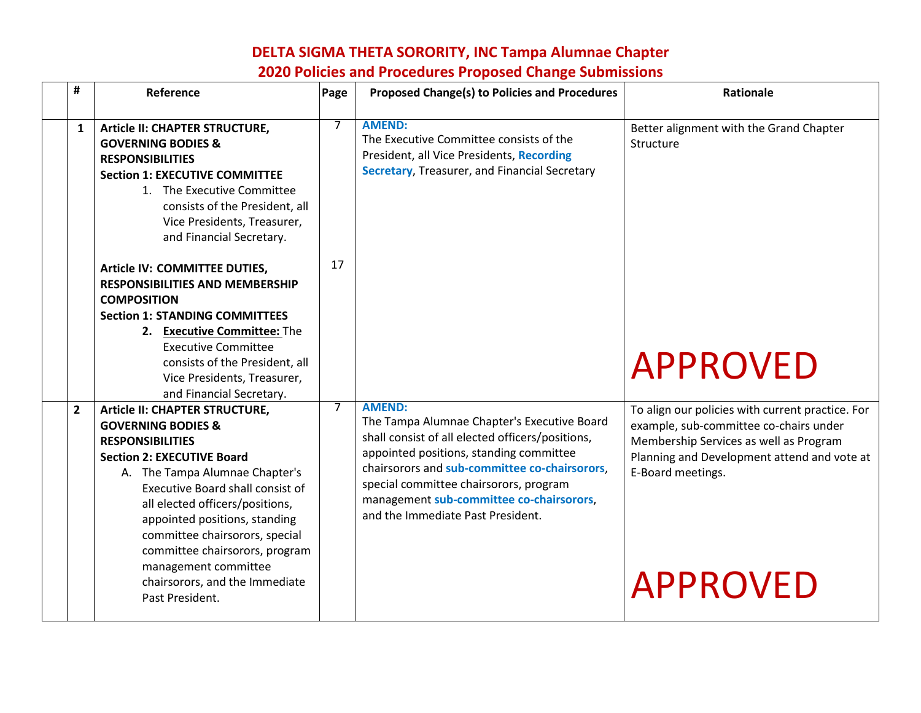# DELTA SIGMA THETA SORORITY, INC Tampa Alumnae Chapter
## 2020 Policies and Procedures Proposed Change Submissions

| | # | Reference | Page | Proposed Change(s) to Policies and Procedures | Rationale |
|---|---|---|---|---|---|
| | **1** | **Article II: CHAPTER STRUCTURE, GOVERNING BODIES & RESPONSIBILITIES** **Section 1: EXECUTIVE COMMITTEE** 1. The Executive Committee consists of the President, all Vice Presidents, Treasurer, and Financial Secretary. **Article IV: COMMITTEE DUTIES, RESPONSIBILITIES AND MEMBERSHIP COMPOSITION** **Section 1: STANDING COMMITTEES** 2. **Executive Committee:** The Executive Committee consists of the President, all Vice Presidents, Treasurer, and Financial Secretary. | 7 17 | **AMEND:** The Executive Committee consists of the President, all Vice Presidents, **Recording Secretary**, Treasurer, and Financial Secretary | Better alignment with the Grand Chapter Structure APPROVED |
| | **2** | **Article II: CHAPTER STRUCTURE, GOVERNING BODIES & RESPONSIBILITIES** **Section 2: EXECUTIVE Board** A. The Tampa Alumnae Chapter's Executive Board shall consist of all elected officers/positions, appointed positions, standing committee chairsorors, special committee chairsorors, program management committee chairsorors, and the Immediate Past President. | 7 | **AMEND:** The Tampa Alumnae Chapter's Executive Board shall consist of all elected officers/positions, appointed positions, standing committee chairsorors and **sub-committee co-chairsorors**, special committee chairsorors, program management **sub-committee co-chairsorors**, and the Immediate Past President. | To align our policies with current practice. For example, sub-committee co-chairs under Membership Services as well as Program Planning and Development attend and vote at E-Board meetings. APPROVED |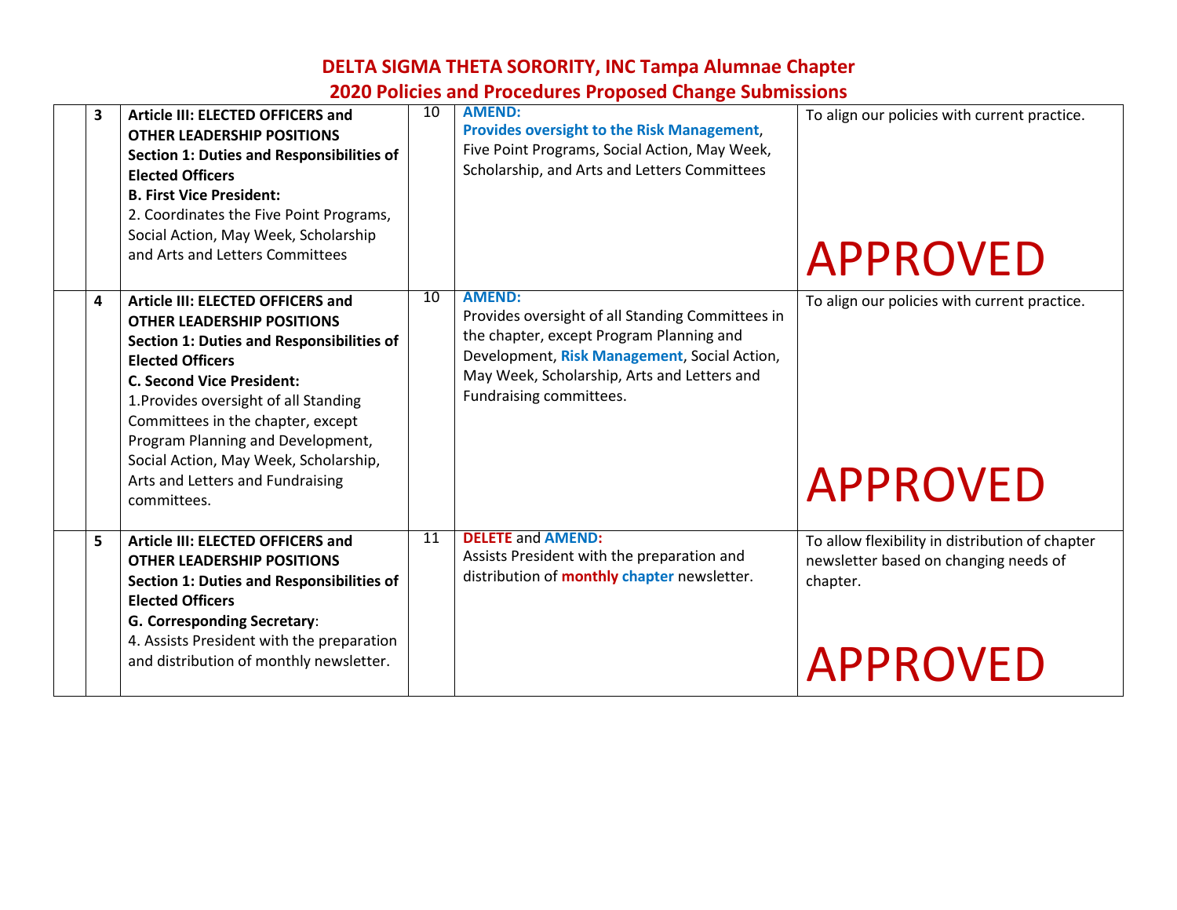# DELTA SIGMA THETA SORORITY, INC Tampa Alumnae Chapter
## 2020 Policies and Procedures Proposed Change Submissions

| | | | | | |
|---|---|---|---|---|---|
| | **3** | **Article III: ELECTED OFFICERS and OTHER LEADERSHIP POSITIONS** **Section 1: Duties and Responsibilities of Elected Officers** **B. First Vice President:** 2. Coordinates the Five Point Programs, Social Action, May Week, Scholarship and Arts and Letters Committees | 10 | **AMEND:** **Provides oversight to the Risk Management**, Five Point Programs, Social Action, May Week, Scholarship, and Arts and Letters Committees | To align our policies with current practice. APPROVED |
| | **4** | **Article III: ELECTED OFFICERS and OTHER LEADERSHIP POSITIONS** **Section 1: Duties and Responsibilities of Elected Officers** **C. Second Vice President:** 1.Provides oversight of all Standing Committees in the chapter, except Program Planning and Development, Social Action, May Week, Scholarship, Arts and Letters and Fundraising committees. | 10 | **AMEND:** Provides oversight of all Standing Committees in the chapter, except Program Planning and Development, **Risk Management**, Social Action, May Week, Scholarship, Arts and Letters and Fundraising committees. | To align our policies with current practice. APPROVED |
| | **5** | **Article III: ELECTED OFFICERS and OTHER LEADERSHIP POSITIONS** **Section 1: Duties and Responsibilities of Elected Officers** **G. Corresponding Secretary**: 4. Assists President with the preparation and distribution of monthly newsletter. | 11 | **DELETE** and **AMEND:** Assists President with the preparation and distribution of **monthly** **chapter** newsletter. | To allow flexibility in distribution of chapter newsletter based on changing needs of chapter. APPROVED |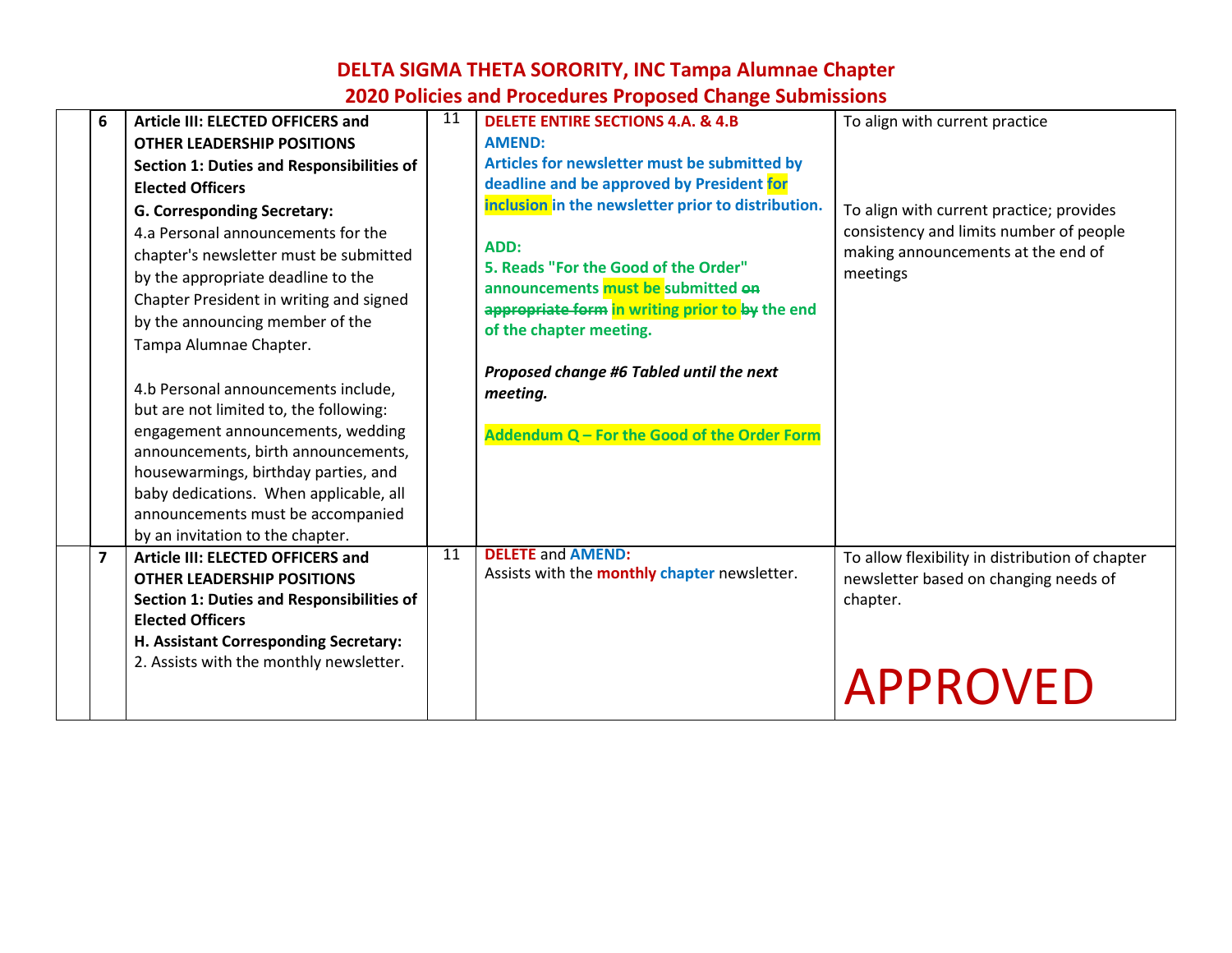# DELTA SIGMA THETA SORORITY, INC Tampa Alumnae Chapter
## 2020 Policies and Procedures Proposed Change Submissions

| | # | Current Policy | Page | Proposed Change | Rationale |
|---|---|---|---|---|---|
| | 6 | **Article III: ELECTED OFFICERS and OTHER LEADERSHIP POSITIONS**<br>**Section 1: Duties and Responsibilities of Elected Officers**<br>**G. Corresponding Secretary:**<br>4.a Personal announcements for the chapter's newsletter must be submitted by the appropriate deadline to the Chapter President in writing and signed by the announcing member of the Tampa Alumnae Chapter.<br><br>4.b Personal announcements include, but are not limited to, the following: engagement announcements, wedding announcements, birth announcements, housewarmings, birthday parties, and baby dedications. When applicable, all announcements must be accompanied by an invitation to the chapter. | 11 | **DELETE ENTIRE SECTIONS 4.A. & 4.B**<br>**AMEND:**<br>**Articles for newsletter must be submitted by deadline and be approved by President for inclusion in the newsletter prior to distribution.**<br><br>**ADD:**<br>**5. Reads "For the Good of the Order" announcements must be submitted ~~on appropriate form~~ in writing prior to ~~by~~ the end of the chapter meeting.**<br><br>***Proposed change #6 Tabled until the next meeting.***<br><br>**Addendum Q – For the Good of the Order Form** | To align with current practice<br><br>To align with current practice; provides consistency and limits number of people making announcements at the end of meetings |
| | 7 | **Article III: ELECTED OFFICERS and OTHER LEADERSHIP POSITIONS**<br>**Section 1: Duties and Responsibilities of Elected Officers**<br>**H. Assistant Corresponding Secretary:**<br>2. Assists with the monthly newsletter. | 11 | **DELETE** and **AMEND:**<br>Assists with the **monthly** **chapter** newsletter. | To allow flexibility in distribution of chapter newsletter based on changing needs of chapter.<br><br>APPROVED |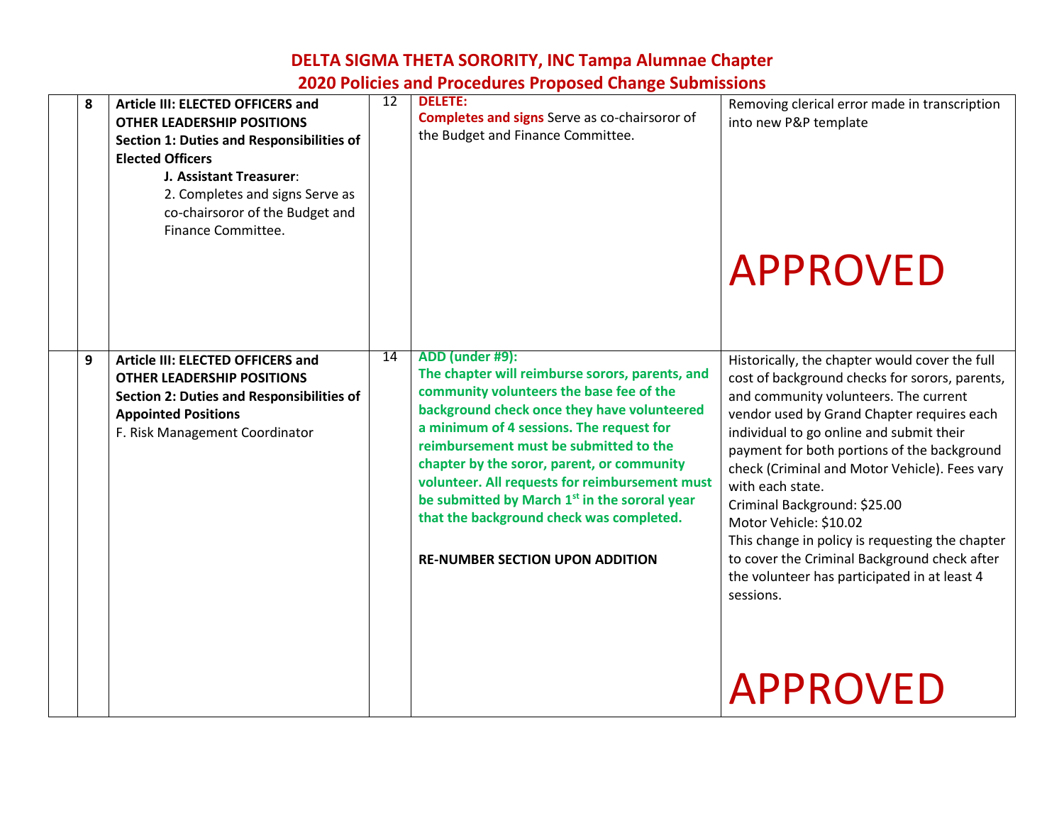# DELTA SIGMA THETA SORORITY, INC Tampa Alumnae Chapter
## 2020 Policies and Procedures Proposed Change Submissions

| | # | Section | Page | Proposed Change | Rationale |
|---|---|---|---|---|---|
| | 8 | **Article III: ELECTED OFFICERS and OTHER LEADERSHIP POSITIONS**<br>**Section 1: Duties and Responsibilities of Elected Officers**<br>**J. Assistant Treasurer**:<br>2. Completes and signs Serve as co-chairsoror of the Budget and Finance Committee. | 12 | **DELETE:**<br>**Completes and signs** Serve as co-chairsoror of the Budget and Finance Committee. | Removing clerical error made in transcription into new P&P template<br><br>APPROVED |
| | 9 | **Article III: ELECTED OFFICERS and OTHER LEADERSHIP POSITIONS**<br>**Section 2: Duties and Responsibilities of Appointed Positions**<br>F. Risk Management Coordinator | 14 | **ADD (under #9):**<br>**The chapter will reimburse sorors, parents, and community volunteers the base fee of the background check once they have volunteered a minimum of 4 sessions. The request for reimbursement must be submitted to the chapter by the soror, parent, or community volunteer. All requests for reimbursement must be submitted by March 1st in the sororal year that the background check was completed.**<br><br>**RE-NUMBER SECTION UPON ADDITION** | Historically, the chapter would cover the full cost of background checks for sorors, parents, and community volunteers. The current vendor used by Grand Chapter requires each individual to go online and submit their payment for both portions of the background check (Criminal and Motor Vehicle). Fees vary with each state.<br>Criminal Background: $25.00<br>Motor Vehicle: $10.02<br>This change in policy is requesting the chapter to cover the Criminal Background check after the volunteer has participated in at least 4 sessions.<br><br>APPROVED |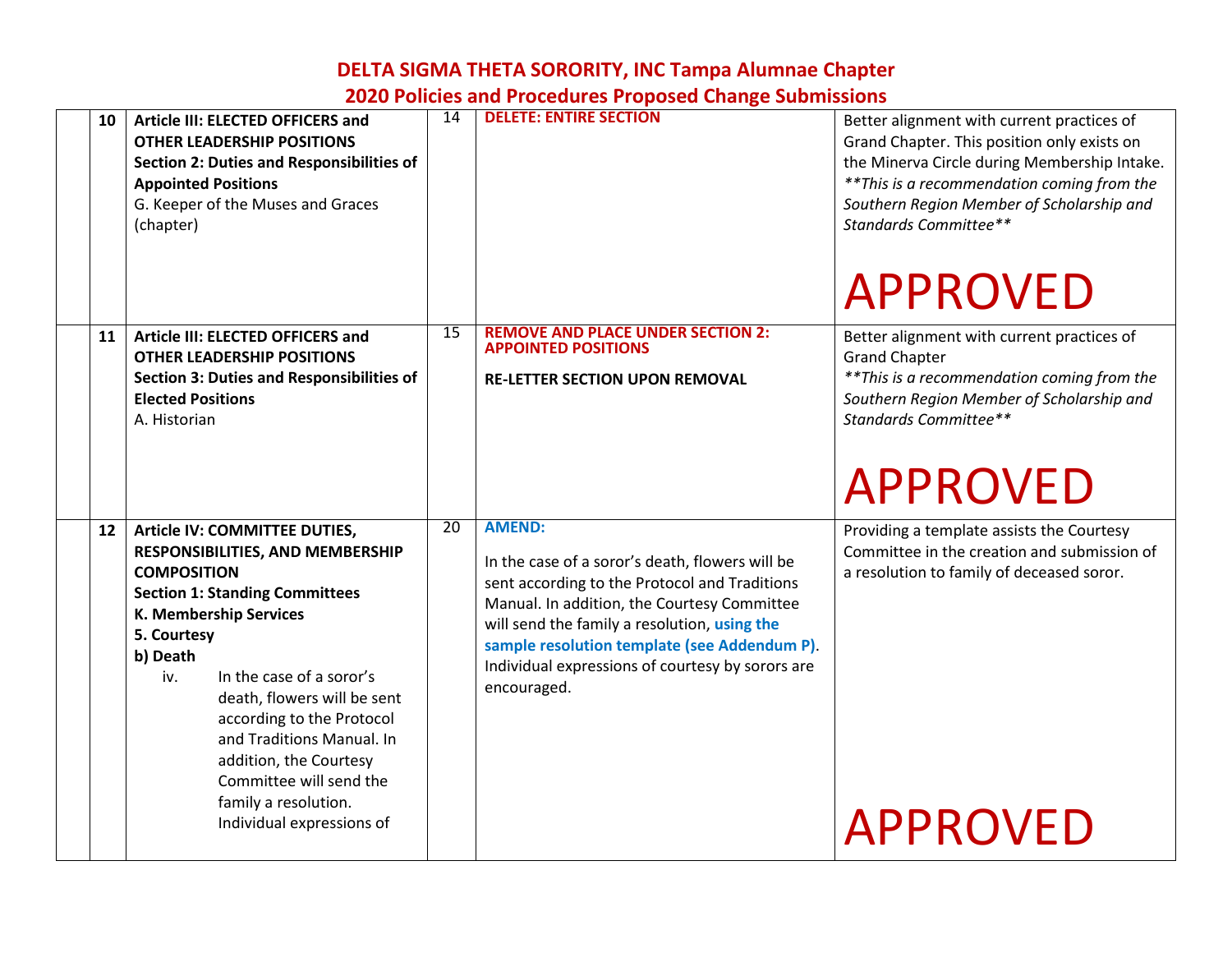# DELTA SIGMA THETA SORORITY, INC Tampa Alumnae Chapter
## 2020 Policies and Procedures Proposed Change Submissions

| | | | | | |
|---|---|---|---|---|---|
| | **10** | **Article III: ELECTED OFFICERS and OTHER LEADERSHIP POSITIONS**<br>**Section 2: Duties and Responsibilities of Appointed Positions**<br>G. Keeper of the Muses and Graces (chapter) | 14 | **DELETE: ENTIRE SECTION** | Better alignment with current practices of Grand Chapter. This position only exists on the Minerva Circle during Membership Intake.<br>*\*\*This is a recommendation coming from the Southern Region Member of Scholarship and Standards Committee\*\**<br><br>APPROVED |
| | **11** | **Article III: ELECTED OFFICERS and OTHER LEADERSHIP POSITIONS**<br>**Section 3: Duties and Responsibilities of Elected Positions**<br>A. Historian | 15 | **REMOVE AND PLACE UNDER SECTION 2: APPOINTED POSITIONS**<br><br>**RE-LETTER SECTION UPON REMOVAL** | Better alignment with current practices of Grand Chapter<br>*\*\*This is a recommendation coming from the Southern Region Member of Scholarship and Standards Committee\*\**<br><br>APPROVED |
| | **12** | **Article IV: COMMITTEE DUTIES, RESPONSIBILITIES, AND MEMBERSHIP COMPOSITION**<br>**Section 1: Standing Committees**<br>**K. Membership Services**<br>**5. Courtesy**<br>**b) Death**<br>iv. In the case of a soror's death, flowers will be sent according to the Protocol and Traditions Manual. In addition, the Courtesy Committee will send the family a resolution. Individual expressions of | 20 | **AMEND:**<br><br>In the case of a soror's death, flowers will be sent according to the Protocol and Traditions Manual. In addition, the Courtesy Committee will send the family a resolution, **using the sample resolution template (see Addendum P)**. Individual expressions of courtesy by sorors are encouraged. | Providing a template assists the Courtesy Committee in the creation and submission of a resolution to family of deceased soror.<br><br>APPROVED |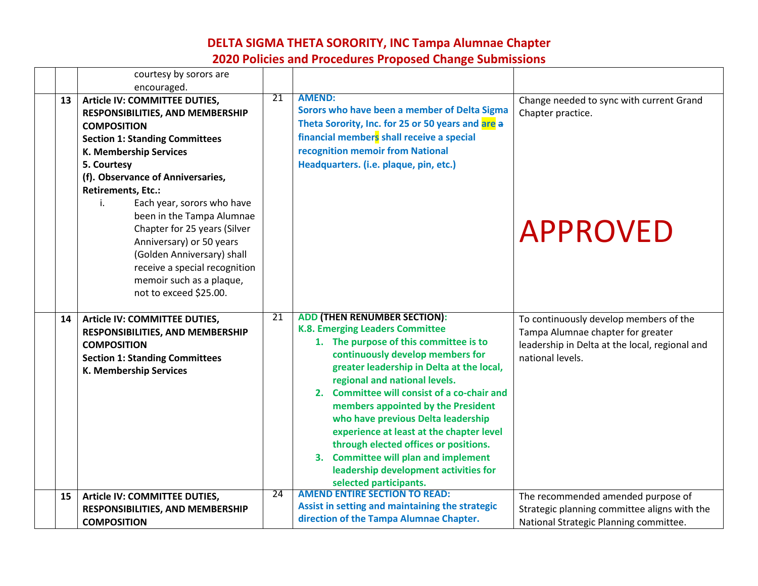# DELTA SIGMA THETA SORORITY, INC Tampa Alumnae Chapter
## 2020 Policies and Procedures Proposed Change Submissions

| | | | | | |
|---|---|---|---|---|---|
| | | courtesy by sorors are encouraged. | | | |
| | 13 | **Article IV: COMMITTEE DUTIES, RESPONSIBILITIES, AND MEMBERSHIP COMPOSITION**<br>**Section 1: Standing Committees**<br>**K. Membership Services**<br>**5. Courtesy**<br>**(f). Observance of Anniversaries, Retirements, Etc.:**<br>i. Each year, sorors who have been in the Tampa Alumnae Chapter for 25 years (Silver Anniversary) or 50 years (Golden Anniversary) shall receive a special recognition memoir such as a plaque, not to exceed $25.00. | 21 | **AMEND:**<br>**Sorors who have been a member of Delta Sigma Theta Sorority, Inc. for 25 or 50 years and are ~~a~~ financial members shall receive a special recognition memoir from National Headquarters. (i.e. plaque, pin, etc.)** | Change needed to sync with current Grand Chapter practice.<br><br>APPROVED |
| | 14 | **Article IV: COMMITTEE DUTIES, RESPONSIBILITIES, AND MEMBERSHIP COMPOSITION**<br>**Section 1: Standing Committees**<br>**K. Membership Services** | 21 | **ADD (THEN RENUMBER SECTION):**<br>**K.8. Emerging Leaders Committee**<br>**1. The purpose of this committee is to continuously develop members for greater leadership in Delta at the local, regional and national levels.**<br>**2. Committee will consist of a co-chair and members appointed by the President who have previous Delta leadership experience at least at the chapter level through elected offices or positions.**<br>**3. Committee will plan and implement leadership development activities for selected participants.** | To continuously develop members of the Tampa Alumnae chapter for greater leadership in Delta at the local, regional and national levels. |
| | 15 | **Article IV: COMMITTEE DUTIES, RESPONSIBILITIES, AND MEMBERSHIP COMPOSITION** | 24 | **AMEND ENTIRE SECTION TO READ:**<br>**Assist in setting and maintaining the strategic direction of the Tampa Alumnae Chapter.** | The recommended amended purpose of Strategic planning committee aligns with the National Strategic Planning committee. |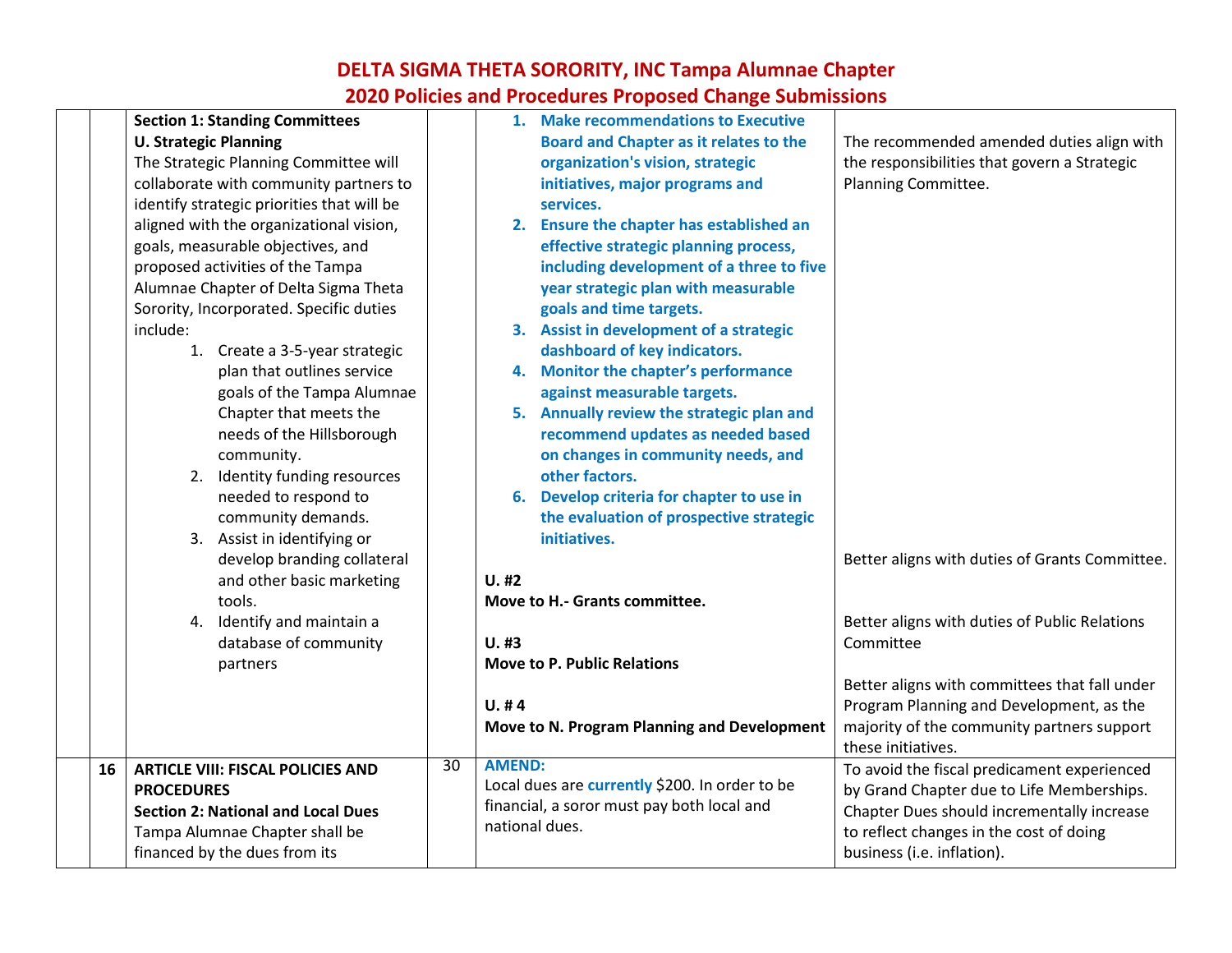# DELTA SIGMA THETA SORORITY, INC Tampa Alumnae Chapter
## 2020 Policies and Procedures Proposed Change Submissions

| | | | | | |
|---|---|---|---|---|---|
| | | **Section 1: Standing Committees**<br>**U. Strategic Planning**<br>The Strategic Planning Committee will collaborate with community partners to identify strategic priorities that will be aligned with the organizational vision, goals, measurable objectives, and proposed activities of the Tampa Alumnae Chapter of Delta Sigma Theta Sorority, Incorporated. Specific duties include:<br>1. Create a 3-5-year strategic plan that outlines service goals of the Tampa Alumnae Chapter that meets the needs of the Hillsborough community.<br>2. Identity funding resources needed to respond to community demands.<br>3. Assist in identifying or develop branding collateral and other basic marketing tools.<br>4. Identify and maintain a database of community partners | | **1. Make recommendations to Executive Board and Chapter as it relates to the organization's vision, strategic initiatives, major programs and services.**<br>**2. Ensure the chapter has established an effective strategic planning process, including development of a three to five year strategic plan with measurable goals and time targets.**<br>**3. Assist in development of a strategic dashboard of key indicators.**<br>**4. Monitor the chapter's performance against measurable targets.**<br>**5. Annually review the strategic plan and recommend updates as needed based on changes in community needs, and other factors.**<br>**6. Develop criteria for chapter to use in the evaluation of prospective strategic initiatives.**<br><br>**U. #2**<br>**Move to H.- Grants committee.**<br><br>**U. #3**<br>**Move to P. Public Relations**<br><br>**U. # 4**<br>**Move to N. Program Planning and Development** | The recommended amended duties align with the responsibilities that govern a Strategic Planning Committee.<br><br>Better aligns with duties of Grants Committee.<br><br>Better aligns with duties of Public Relations Committee<br><br>Better aligns with committees that fall under Program Planning and Development, as the majority of the community partners support these initiatives. |
| | 16 | **ARTICLE VIII: FISCAL POLICIES AND PROCEDURES**<br>**Section 2: National and Local Dues**<br>Tampa Alumnae Chapter shall be financed by the dues from its | 30 | **AMEND:**<br>Local dues are **currently** $200. In order to be financial, a soror must pay both local and national dues. | To avoid the fiscal predicament experienced by Grand Chapter due to Life Memberships. Chapter Dues should incrementally increase to reflect changes in the cost of doing business (i.e. inflation). |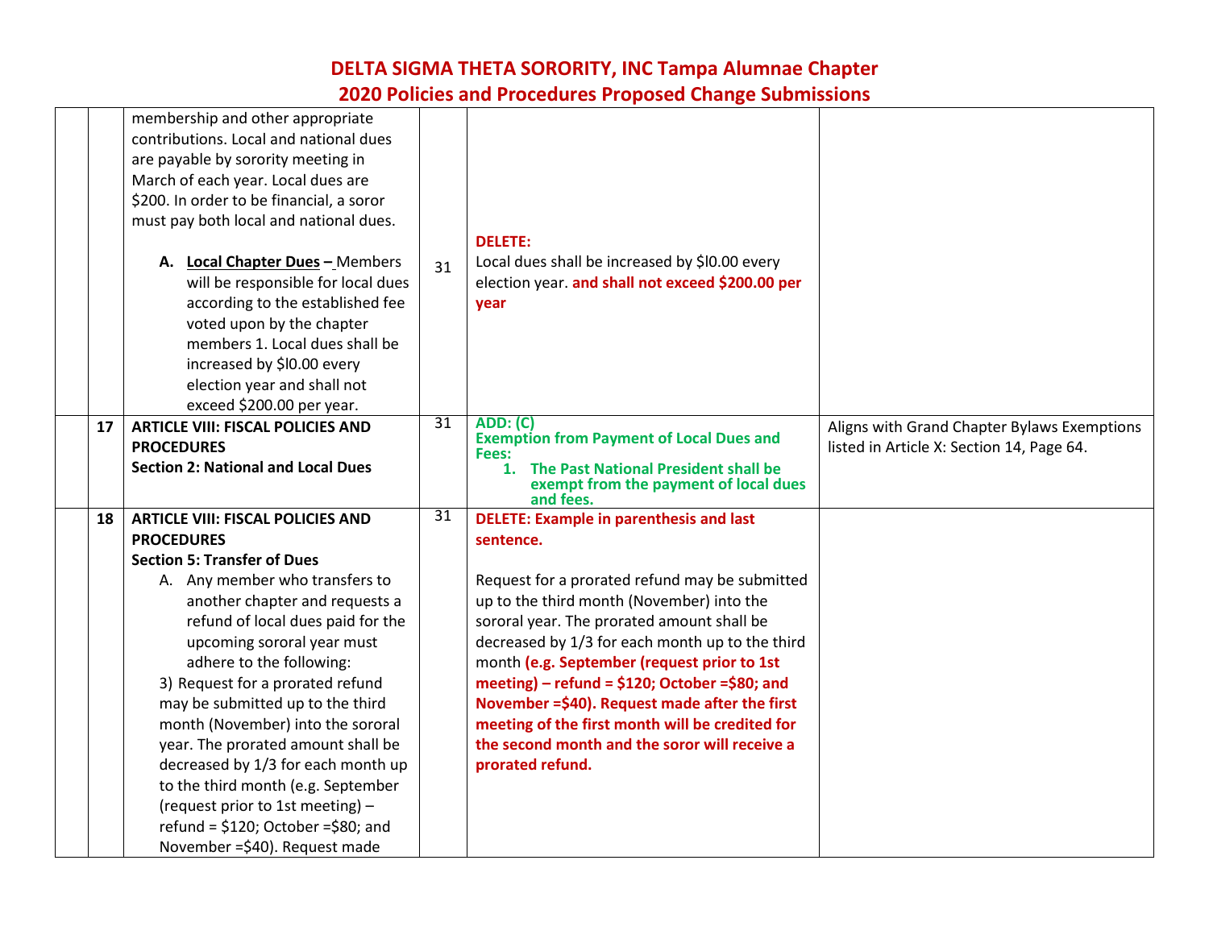# DELTA SIGMA THETA SORORITY, INC Tampa Alumnae Chapter
## 2020 Policies and Procedures Proposed Change Submissions

| | | | | | |
|---|---|---|---|---|---|
| | | membership and other appropriate contributions. Local and national dues are payable by sorority meeting in March of each year. Local dues are $200. In order to be financial, a soror must pay both local and national dues.<br><br>**A. Local Chapter Dues –** Members will be responsible for local dues according to the established fee voted upon by the chapter members 1. Local dues shall be increased by $l0.00 every election year and shall not exceed $200.00 per year. | 31 | **DELETE:**<br>Local dues shall be increased by $l0.00 every election year. **and shall not exceed $200.00 per year** | |
| | **17** | **ARTICLE VIII: FISCAL POLICIES AND PROCEDURES**<br>**Section 2: National and Local Dues** | 31 | **ADD: (C)**<br>**Exemption from Payment of Local Dues and Fees:**<br>**1. The Past National President shall be exempt from the payment of local dues and fees.** | Aligns with Grand Chapter Bylaws Exemptions listed in Article X: Section 14, Page 64. |
| | **18** | **ARTICLE VIII: FISCAL POLICIES AND PROCEDURES**<br>**Section 5: Transfer of Dues**<br>A. Any member who transfers to another chapter and requests a refund of local dues paid for the upcoming sororal year must adhere to the following:<br>3) Request for a prorated refund may be submitted up to the third month (November) into the sororal year. The prorated amount shall be decreased by 1/3 for each month up to the third month (e.g. September (request prior to 1st meeting) – refund = $120; October =$80; and November =$40). Request made | 31 | **DELETE: Example in parenthesis and last sentence.**<br><br>Request for a prorated refund may be submitted up to the third month (November) into the sororal year. The prorated amount shall be decreased by 1/3 for each month up to the third month **(e.g. September (request prior to 1st meeting) – refund = $120; October =$80; and November =$40). Request made after the first meeting of the first month will be credited for the second month and the soror will receive a prorated refund.** | |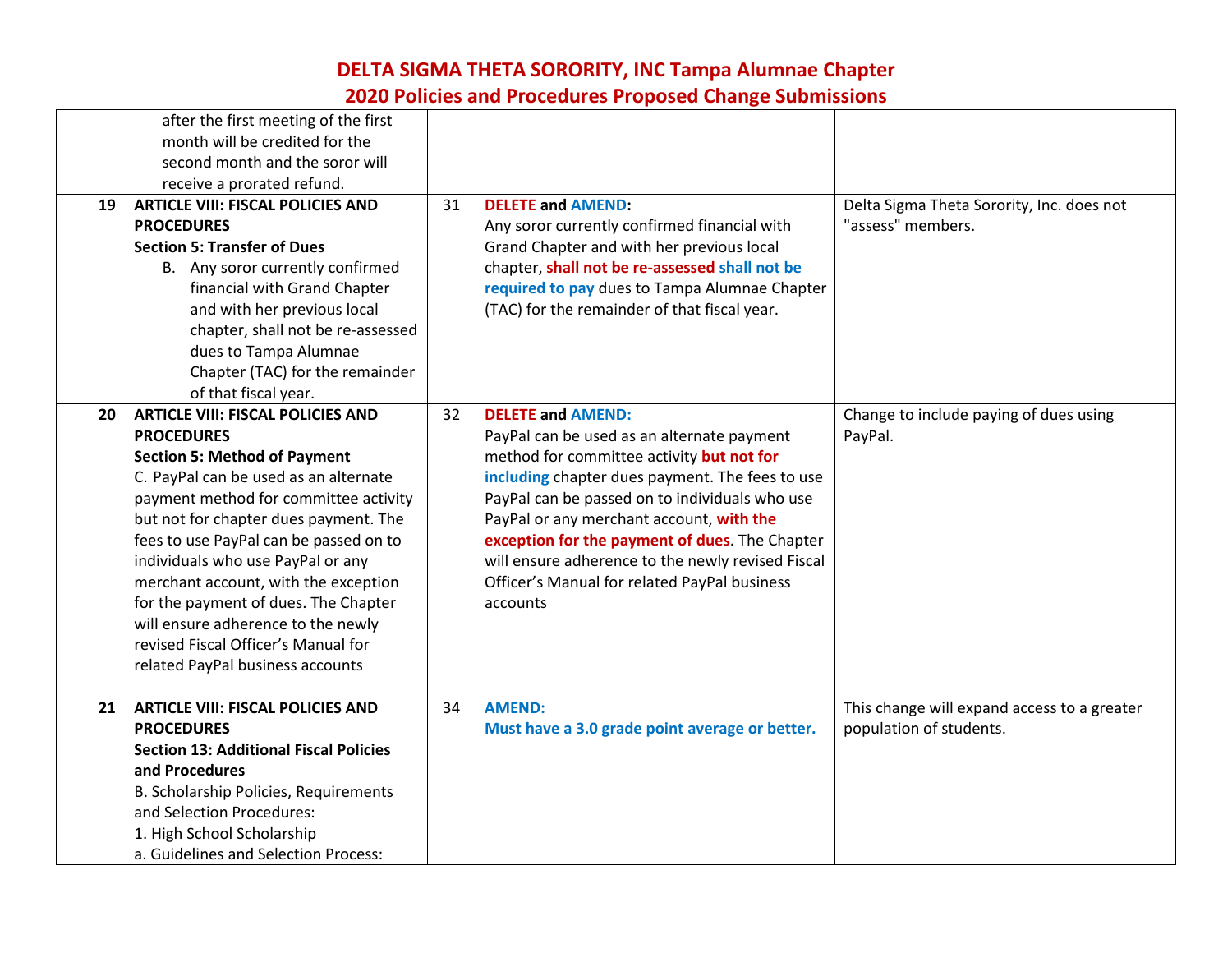# DELTA SIGMA THETA SORORITY, INC Tampa Alumnae Chapter
## 2020 Policies and Procedures Proposed Change Submissions

| | | | | | |
|---|---|---|---|---|---|
| | | after the first meeting of the first month will be credited for the second month and the soror will receive a prorated refund. | | | |
| | 19 | **ARTICLE VIII: FISCAL POLICIES AND PROCEDURES**<br>**Section 5: Transfer of Dues**<br>B. Any soror currently confirmed financial with Grand Chapter and with her previous local chapter, shall not be re-assessed dues to Tampa Alumnae Chapter (TAC) for the remainder of that fiscal year. | 31 | **DELETE and AMEND:**<br>Any soror currently confirmed financial with Grand Chapter and with her previous local chapter, **shall not be re-assessed** **shall not be required to pay** dues to Tampa Alumnae Chapter (TAC) for the remainder of that fiscal year. | Delta Sigma Theta Sorority, Inc. does not "assess" members. |
| | 20 | **ARTICLE VIII: FISCAL POLICIES AND PROCEDURES**<br>**Section 5: Method of Payment**<br>C. PayPal can be used as an alternate payment method for committee activity but not for chapter dues payment. The fees to use PayPal can be passed on to individuals who use PayPal or any merchant account, with the exception for the payment of dues. The Chapter will ensure adherence to the newly revised Fiscal Officer's Manual for related PayPal business accounts | 32 | **DELETE and AMEND:**<br>PayPal can be used as an alternate payment method for committee activity **but not for** **including** chapter dues payment. The fees to use PayPal can be passed on to individuals who use PayPal or any merchant account, **with the exception for the payment of dues**. The Chapter will ensure adherence to the newly revised Fiscal Officer's Manual for related PayPal business accounts | Change to include paying of dues using PayPal. |
| | 21 | **ARTICLE VIII: FISCAL POLICIES AND PROCEDURES**<br>**Section 13: Additional Fiscal Policies and Procedures**<br>B. Scholarship Policies, Requirements and Selection Procedures:<br>1. High School Scholarship<br>a. Guidelines and Selection Process: | 34 | **AMEND:**<br>**Must have a 3.0 grade point average or better.** | This change will expand access to a greater population of students. |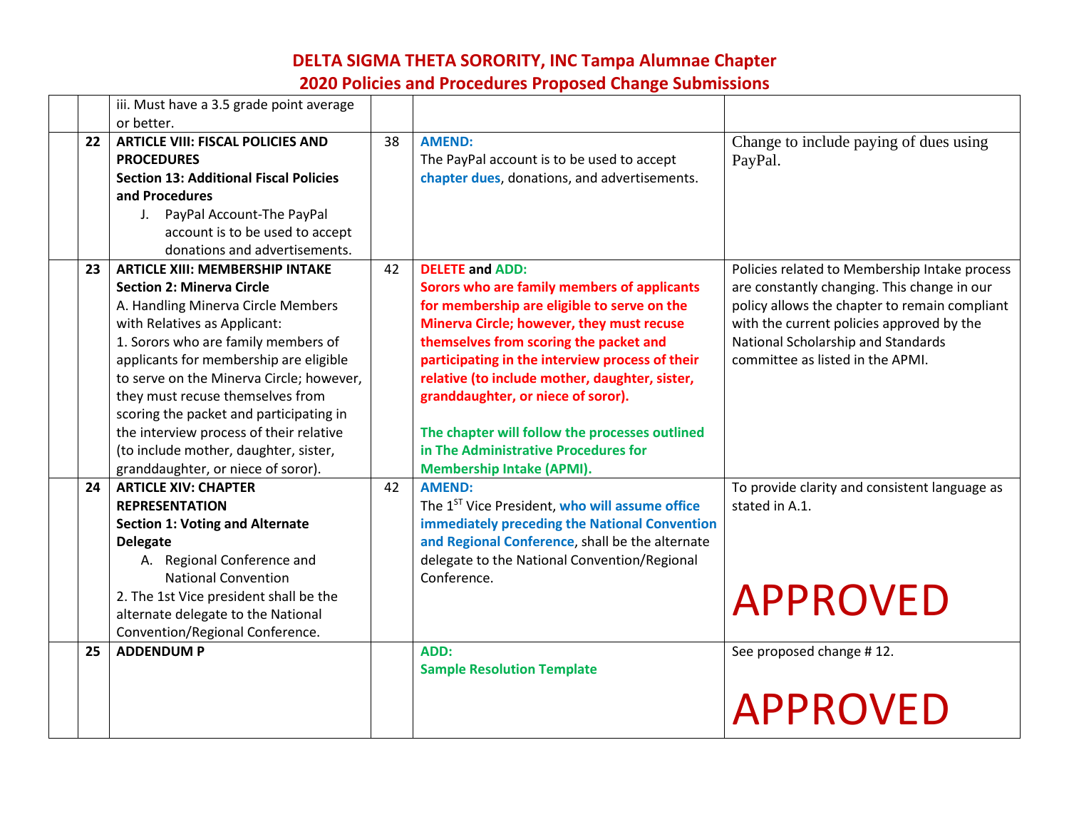# DELTA SIGMA THETA SORORITY, INC Tampa Alumnae Chapter
## 2020 Policies and Procedures Proposed Change Submissions

| | | | | | |
|---|---|---|---|---|---|
| | | iii. Must have a 3.5 grade point average or better. | | | |
| | 22 | **ARTICLE VIII: FISCAL POLICIES AND PROCEDURES** <br> **Section 13: Additional Fiscal Policies and Procedures** <br> J. PayPal Account-The PayPal account is to be used to accept donations and advertisements. | 38 | **AMEND:** <br> The PayPal account is to be used to accept **chapter dues**, donations, and advertisements. | Change to include paying of dues using PayPal. |
| | 23 | **ARTICLE XIII: MEMBERSHIP INTAKE** <br> **Section 2: Minerva Circle** <br> A. Handling Minerva Circle Members with Relatives as Applicant: <br> 1. Sorors who are family members of applicants for membership are eligible to serve on the Minerva Circle; however, they must recuse themselves from scoring the packet and participating in the interview process of their relative (to include mother, daughter, sister, granddaughter, or niece of soror). | 42 | **DELETE and ADD:** <br> **Sorors who are family members of applicants for membership are eligible to serve on the Minerva Circle; however, they must recuse themselves from scoring the packet and participating in the interview process of their relative (to include mother, daughter, sister, granddaughter, or niece of soror).** <br><br> **The chapter will follow the processes outlined in The Administrative Procedures for Membership Intake (APMI).** | Policies related to Membership Intake process are constantly changing. This change in our policy allows the chapter to remain compliant with the current policies approved by the National Scholarship and Standards committee as listed in the APMI. |
| | 24 | **ARTICLE XIV: CHAPTER REPRESENTATION** <br> **Section 1: Voting and Alternate Delegate** <br> A. Regional Conference and National Convention <br> 2. The 1st Vice president shall be the alternate delegate to the National Convention/Regional Conference. | 42 | **AMEND:** <br> The 1ST Vice President, **who will assume office immediately preceding the National Convention and Regional Conference**, shall be the alternate delegate to the National Convention/Regional Conference. | To provide clarity and consistent language as stated in A.1. <br><br> APPROVED |
| | 25 | **ADDENDUM P** | | **ADD:** <br> **Sample Resolution Template** | See proposed change # 12. <br><br> APPROVED |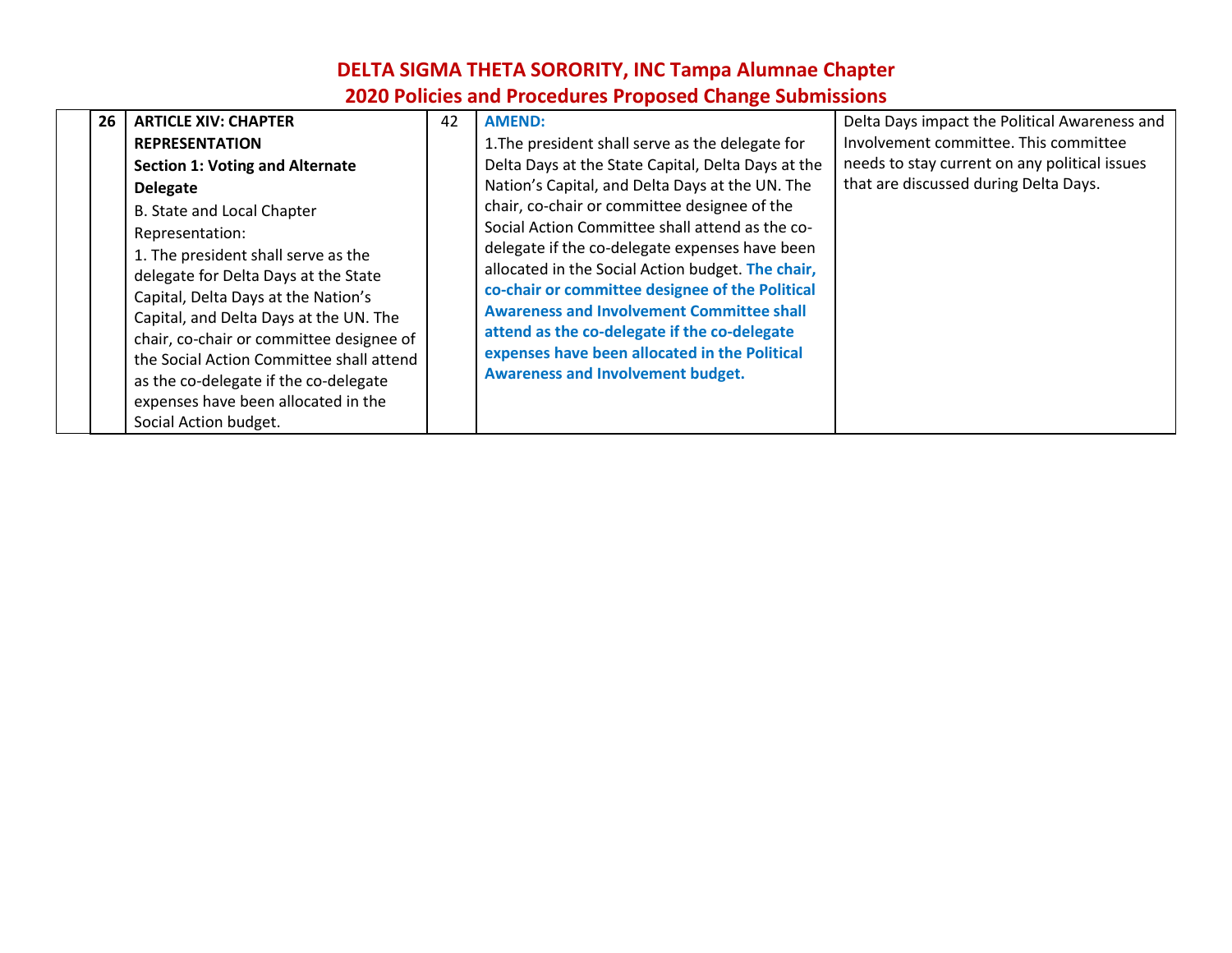# DELTA SIGMA THETA SORORITY, INC Tampa Alumnae Chapter
## 2020 Policies and Procedures Proposed Change Submissions

| | | | | | |
|---|---|---|---|---|---|
| | **26** | **ARTICLE XIV: CHAPTER REPRESENTATION** **Section 1: Voting and Alternate Delegate** B. State and Local Chapter Representation: 1. The president shall serve as the delegate for Delta Days at the State Capital, Delta Days at the Nation's Capital, and Delta Days at the UN. The chair, co-chair or committee designee of the Social Action Committee shall attend as the co-delegate if the co-delegate expenses have been allocated in the Social Action budget. | 42 | **AMEND:** 1.The president shall serve as the delegate for Delta Days at the State Capital, Delta Days at the Nation's Capital, and Delta Days at the UN. The chair, co-chair or committee designee of the Social Action Committee shall attend as the co-delegate if the co-delegate expenses have been allocated in the Social Action budget. **The chair, co-chair or committee designee of the Political Awareness and Involvement Committee shall attend as the co-delegate if the co-delegate expenses have been allocated in the Political Awareness and Involvement budget.** | Delta Days impact the Political Awareness and Involvement committee. This committee needs to stay current on any political issues that are discussed during Delta Days. |